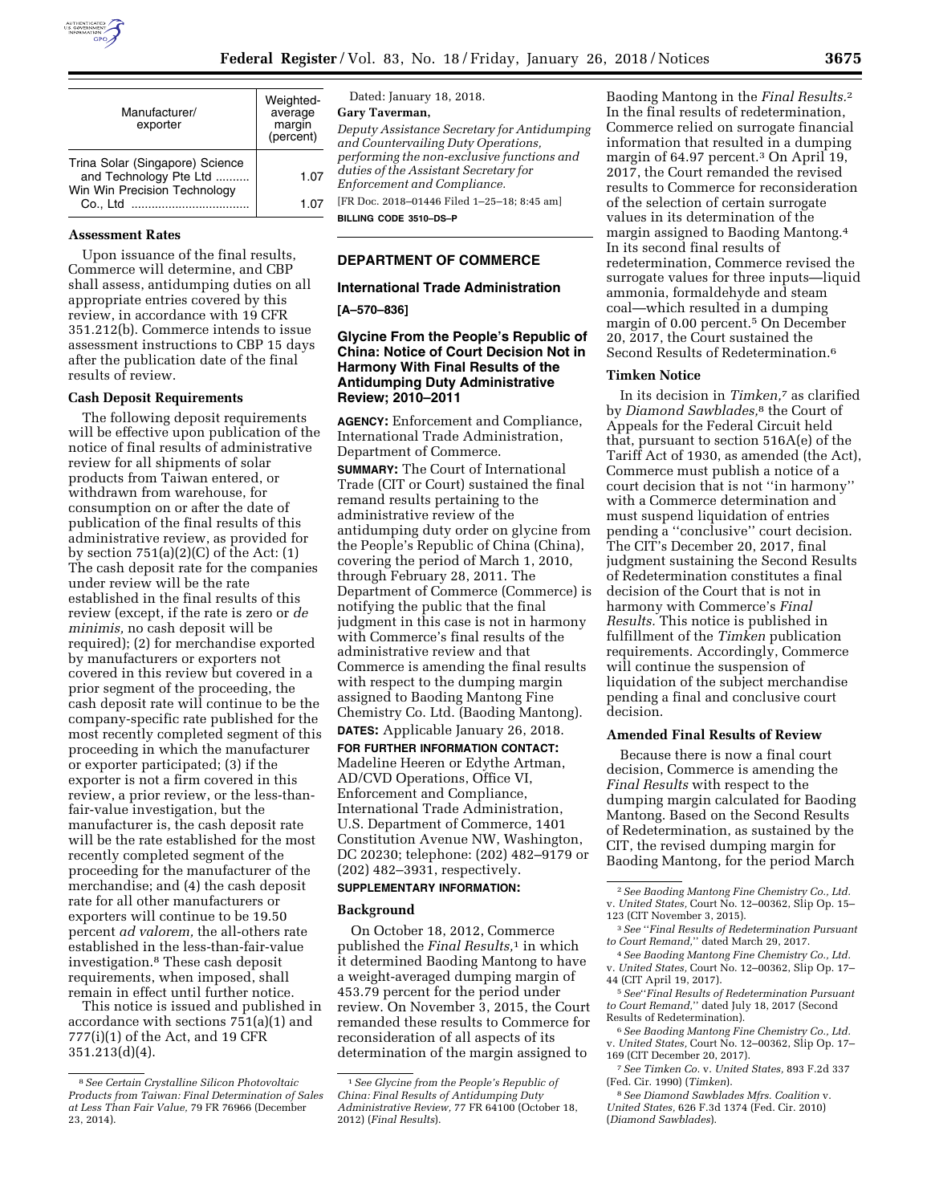| Manufacturer/ exporter | Weighted-average margin (percent) |
| --- | --- |
| Trina Solar (Singapore) Science and Technology Pte Ltd .......... | 1.07 |
| Win Win Precision Technology Co., Ltd .................................. | 1.07 |

**Assessment Rates**

Upon issuance of the final results, Commerce will determine, and CBP shall assess, antidumping duties on all appropriate entries covered by this review, in accordance with 19 CFR 351.212(b). Commerce intends to issue assessment instructions to CBP 15 days after the publication date of the final results of review.

**Cash Deposit Requirements**

The following deposit requirements will be effective upon publication of the notice of final results of administrative review for all shipments of solar products from Taiwan entered, or withdrawn from warehouse, for consumption on or after the date of publication of the final results of this administrative review, as provided for by section 751(a)(2)(C) of the Act: (1) The cash deposit rate for the companies under review will be the rate established in the final results of this review (except, if the rate is zero or *de minimis,* no cash deposit will be required); (2) for merchandise exported by manufacturers or exporters not covered in this review but covered in a prior segment of the proceeding, the cash deposit rate will continue to be the company-specific rate published for the most recently completed segment of this proceeding in which the manufacturer or exporter participated; (3) if the exporter is not a firm covered in this review, a prior review, or the less-than-fair-value investigation, but the manufacturer is, the cash deposit rate will be the rate established for the most recently completed segment of the proceeding for the manufacturer of the merchandise; and (4) the cash deposit rate for all other manufacturers or exporters will continue to be 19.50 percent *ad valorem,* the all-others rate established in the less-than-fair-value investigation.[8] These cash deposit requirements, when imposed, shall remain in effect until further notice.

This notice is issued and published in accordance with sections 751(a)(1) and 777(i)(1) of the Act, and 19 CFR 351.213(d)(4).

[8] *See Certain Crystalline Silicon Photovoltaic Products from Taiwan: Final Determination of Sales at Less Than Fair Value,* 79 FR 76966 (December 23, 2014).

Dated: January 18, 2018.

**Gary Taverman,**

*Deputy Assistance Secretary for Antidumping and Countervailing Duty Operations, performing the non-exclusive functions and duties of the Assistant Secretary for Enforcement and Compliance.*

[FR Doc. 2018–01446 Filed 1–25–18; 8:45 am]

**BILLING CODE 3510–DS–P**

## DEPARTMENT OF COMMERCE

### International Trade Administration

**[A–570–836]**

### Glycine From the People's Republic of China: Notice of Court Decision Not in Harmony With Final Results of the Antidumping Duty Administrative Review; 2010–2011

**AGENCY:** Enforcement and Compliance, International Trade Administration, Department of Commerce.

**SUMMARY:** The Court of International Trade (CIT or Court) sustained the final remand results pertaining to the administrative review of the antidumping duty order on glycine from the People's Republic of China (China), covering the period of March 1, 2010, through February 28, 2011. The Department of Commerce (Commerce) is notifying the public that the final judgment in this case is not in harmony with Commerce's final results of the administrative review and that Commerce is amending the final results with respect to the dumping margin assigned to Baoding Mantong Fine Chemistry Co. Ltd. (Baoding Mantong).

**DATES:** Applicable January 26, 2018.

**FOR FURTHER INFORMATION CONTACT:** Madeline Heeren or Edythe Artman, AD/CVD Operations, Office VI, Enforcement and Compliance, International Trade Administration, U.S. Department of Commerce, 1401 Constitution Avenue NW, Washington, DC 20230; telephone: (202) 482–9179 or (202) 482–3931, respectively.

**SUPPLEMENTARY INFORMATION:**

**Background**

On October 18, 2012, Commerce published the *Final Results,*[1] in which it determined Baoding Mantong to have a weight-averaged dumping margin of 453.79 percent for the period under review. On November 3, 2015, the Court remanded these results to Commerce for reconsideration of all aspects of its determination of the margin assigned to Baoding Mantong in the *Final Results.*[2] In the final results of redetermination, Commerce relied on surrogate financial information that resulted in a dumping margin of 64.97 percent.[3] On April 19, 2017, the Court remanded the revised results to Commerce for reconsideration of the selection of certain surrogate values in its determination of the margin assigned to Baoding Mantong.[4] In its second final results of redetermination, Commerce revised the surrogate values for three inputs—liquid ammonia, formaldehyde and steam coal—which resulted in a dumping margin of 0.00 percent.[5] On December 20, 2017, the Court sustained the Second Results of Redetermination.[6]

**Timken Notice**

In its decision in *Timken,*[7] as clarified by *Diamond Sawblades,*[8] the Court of Appeals for the Federal Circuit held that, pursuant to section 516A(e) of the Tariff Act of 1930, as amended (the Act), Commerce must publish a notice of a court decision that is not "in harmony" with a Commerce determination and must suspend liquidation of entries pending a "conclusive" court decision. The CIT's December 20, 2017, final judgment sustaining the Second Results of Redetermination constitutes a final decision of the Court that is not in harmony with Commerce's *Final Results.* This notice is published in fulfillment of the *Timken* publication requirements. Accordingly, Commerce will continue the suspension of liquidation of the subject merchandise pending a final and conclusive court decision.

**Amended Final Results of Review**

Because there is now a final court decision, Commerce is amending the *Final Results* with respect to the dumping margin calculated for Baoding Mantong. Based on the Second Results of Redetermination, as sustained by the CIT, the revised dumping margin for Baoding Mantong, for the period March

[1] *See Glycine from the People's Republic of China: Final Results of Antidumping Duty Administrative Review,* 77 FR 64100 (October 18, 2012) (*Final Results*).

[2] *See Baoding Mantong Fine Chemistry Co., Ltd.* v. *United States,* Court No. 12–00362, Slip Op. 15–123 (CIT November 3, 2015).

[3] *See* "*Final Results of Redetermination Pursuant to Court Remand,*" dated March 29, 2017.

[4] *See Baoding Mantong Fine Chemistry Co., Ltd.* v. *United States,* Court No. 12–00362, Slip Op. 17–44 (CIT April 19, 2017).

[5] *See*"*Final Results of Redetermination Pursuant to Court Remand,*" dated July 18, 2017 (Second Results of Redetermination).

[6] *See Baoding Mantong Fine Chemistry Co., Ltd.* v. *United States,* Court No. 12–00362, Slip Op. 17–169 (CIT December 20, 2017).

[7] *See Timken Co.* v. *United States,* 893 F.2d 337 (Fed. Cir. 1990) (*Timken*).

[8] *See Diamond Sawblades Mfrs. Coalition* v. *United States,* 626 F.3d 1374 (Fed. Cir. 2010) (*Diamond Sawblades*).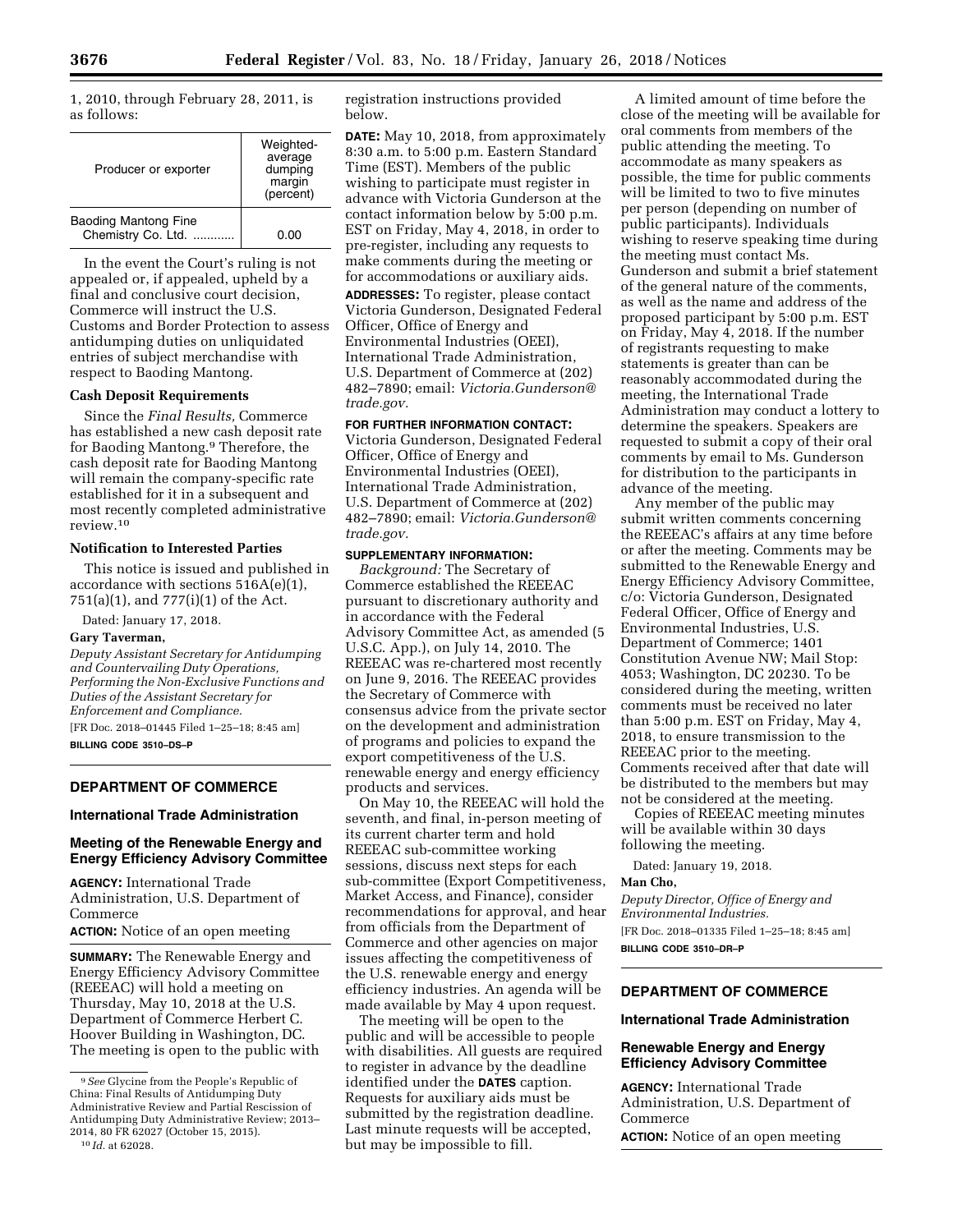1, 2010, through February 28, 2011, is as follows:

| Producer or exporter | Weighted-average dumping margin (percent) |
| --- | --- |
| Baoding Mantong Fine Chemistry Co. Ltd. ............ | 0.00 |

In the event the Court's ruling is not appealed or, if appealed, upheld by a final and conclusive court decision, Commerce will instruct the U.S. Customs and Border Protection to assess antidumping duties on unliquidated entries of subject merchandise with respect to Baoding Mantong.

**Cash Deposit Requirements**

Since the *Final Results,* Commerce has established a new cash deposit rate for Baoding Mantong.[9] Therefore, the cash deposit rate for Baoding Mantong will remain the company-specific rate established for it in a subsequent and most recently completed administrative review.[10]

**Notification to Interested Parties**

This notice is issued and published in accordance with sections 516A(e)(1), 751(a)(1), and 777(i)(1) of the Act.

Dated: January 17, 2018.

**Gary Taverman,**

*Deputy Assistant Secretary for Antidumping and Countervailing Duty Operations, Performing the Non-Exclusive Functions and Duties of the Assistant Secretary for Enforcement and Compliance.*

[FR Doc. 2018–01445 Filed 1–25–18; 8:45 am]

**BILLING CODE 3510–DS–P**

[9] *See* Glycine from the People's Republic of China: Final Results of Antidumping Duty Administrative Review and Partial Rescission of Antidumping Duty Administrative Review; 2013–2014, 80 FR 62027 (October 15, 2015).

[10] *Id.* at 62028.

## DEPARTMENT OF COMMERCE

### International Trade Administration

### Meeting of the Renewable Energy and Energy Efficiency Advisory Committee

**AGENCY:** International Trade Administration, U.S. Department of Commerce

**ACTION:** Notice of an open meeting

**SUMMARY:** The Renewable Energy and Energy Efficiency Advisory Committee (REEEAC) will hold a meeting on Thursday, May 10, 2018 at the U.S. Department of Commerce Herbert C. Hoover Building in Washington, DC. The meeting is open to the public with registration instructions provided below.

**DATE:** May 10, 2018, from approximately 8:30 a.m. to 5:00 p.m. Eastern Standard Time (EST). Members of the public wishing to participate must register in advance with Victoria Gunderson at the contact information below by 5:00 p.m. EST on Friday, May 4, 2018, in order to pre-register, including any requests to make comments during the meeting or for accommodations or auxiliary aids.

**ADDRESSES:** To register, please contact Victoria Gunderson, Designated Federal Officer, Office of Energy and Environmental Industries (OEEI), International Trade Administration, U.S. Department of Commerce at (202) 482–7890; email: *Victoria.Gunderson@trade.gov.*

**FOR FURTHER INFORMATION CONTACT:** Victoria Gunderson, Designated Federal Officer, Office of Energy and Environmental Industries (OEEI), International Trade Administration, U.S. Department of Commerce at (202) 482–7890; email: *Victoria.Gunderson@trade.gov.*

**SUPPLEMENTARY INFORMATION:**

*Background:* The Secretary of Commerce established the REEEAC pursuant to discretionary authority and in accordance with the Federal Advisory Committee Act, as amended (5 U.S.C. App.), on July 14, 2010. The REEEAC was re-chartered most recently on June 9, 2016. The REEEAC provides the Secretary of Commerce with consensus advice from the private sector on the development and administration of programs and policies to expand the export competitiveness of the U.S. renewable energy and energy efficiency products and services.

On May 10, the REEEAC will hold the seventh, and final, in-person meeting of its current charter term and hold REEEAC sub-committee working sessions, discuss next steps for each sub-committee (Export Competitiveness, Market Access, and Finance), consider recommendations for approval, and hear from officials from the Department of Commerce and other agencies on major issues affecting the competitiveness of the U.S. renewable energy and energy efficiency industries. An agenda will be made available by May 4 upon request.

The meeting will be open to the public and will be accessible to people with disabilities. All guests are required to register in advance by the deadline identified under the **DATES** caption. Requests for auxiliary aids must be submitted by the registration deadline. Last minute requests will be accepted, but may be impossible to fill.

A limited amount of time before the close of the meeting will be available for oral comments from members of the public attending the meeting. To accommodate as many speakers as possible, the time for public comments will be limited to two to five minutes per person (depending on number of public participants). Individuals wishing to reserve speaking time during the meeting must contact Ms. Gunderson and submit a brief statement of the general nature of the comments, as well as the name and address of the proposed participant by 5:00 p.m. EST on Friday, May 4, 2018. If the number of registrants requesting to make statements is greater than can be reasonably accommodated during the meeting, the International Trade Administration may conduct a lottery to determine the speakers. Speakers are requested to submit a copy of their oral comments by email to Ms. Gunderson for distribution to the participants in advance of the meeting.

Any member of the public may submit written comments concerning the REEEAC's affairs at any time before or after the meeting. Comments may be submitted to the Renewable Energy and Energy Efficiency Advisory Committee, c/o: Victoria Gunderson, Designated Federal Officer, Office of Energy and Environmental Industries, U.S. Department of Commerce; 1401 Constitution Avenue NW; Mail Stop: 4053; Washington, DC 20230. To be considered during the meeting, written comments must be received no later than 5:00 p.m. EST on Friday, May 4, 2018, to ensure transmission to the REEEAC prior to the meeting. Comments received after that date will be distributed to the members but may not be considered at the meeting.

Copies of REEEAC meeting minutes will be available within 30 days following the meeting.

Dated: January 19, 2018.

**Man Cho,**

*Deputy Director, Office of Energy and Environmental Industries.*

[FR Doc. 2018–01335 Filed 1–25–18; 8:45 am]

**BILLING CODE 3510–DR–P**

## DEPARTMENT OF COMMERCE

### International Trade Administration

### Renewable Energy and Energy Efficiency Advisory Committee

**AGENCY:** International Trade Administration, U.S. Department of Commerce

**ACTION:** Notice of an open meeting